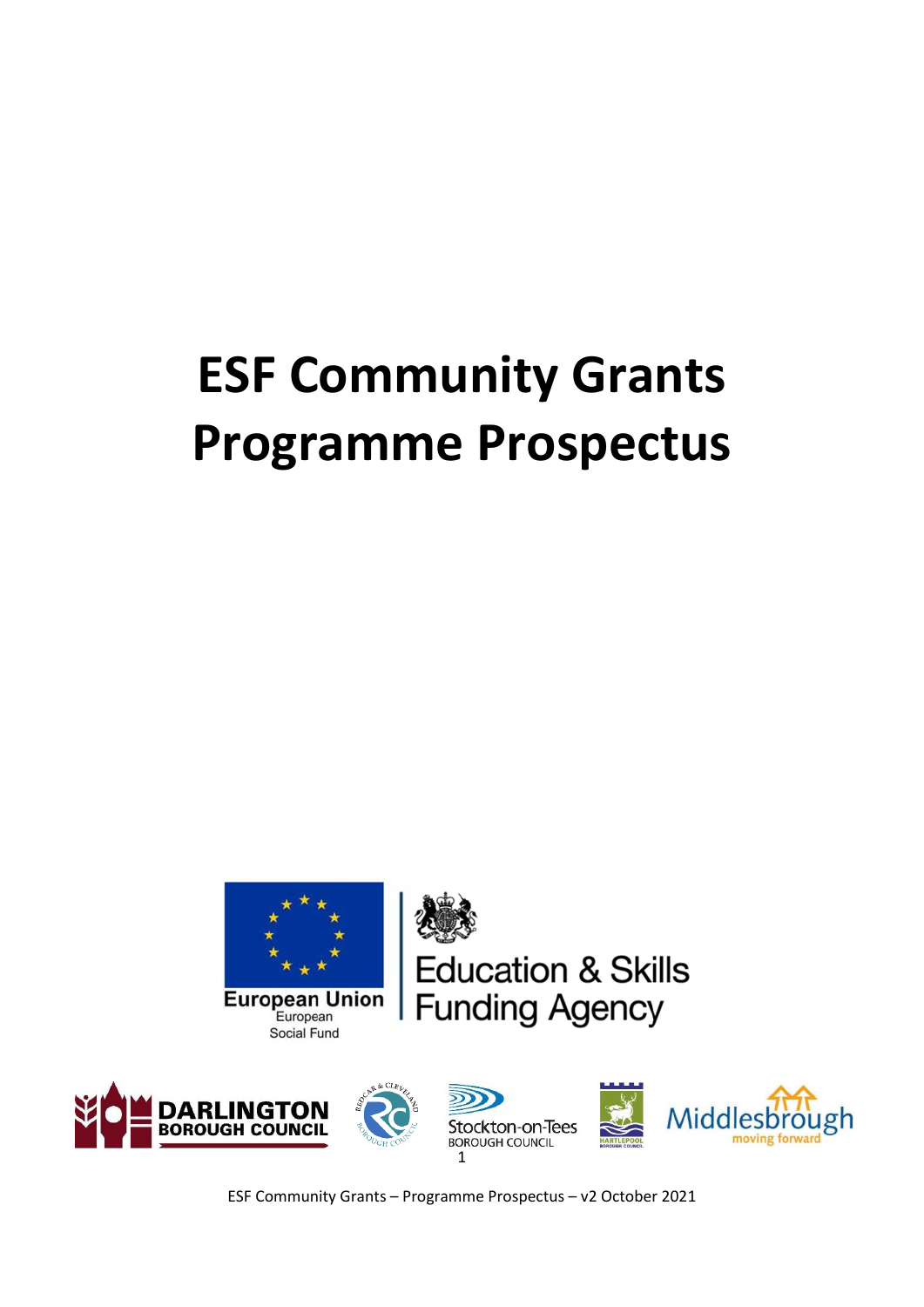# ESF Community Grants Programme Prospectus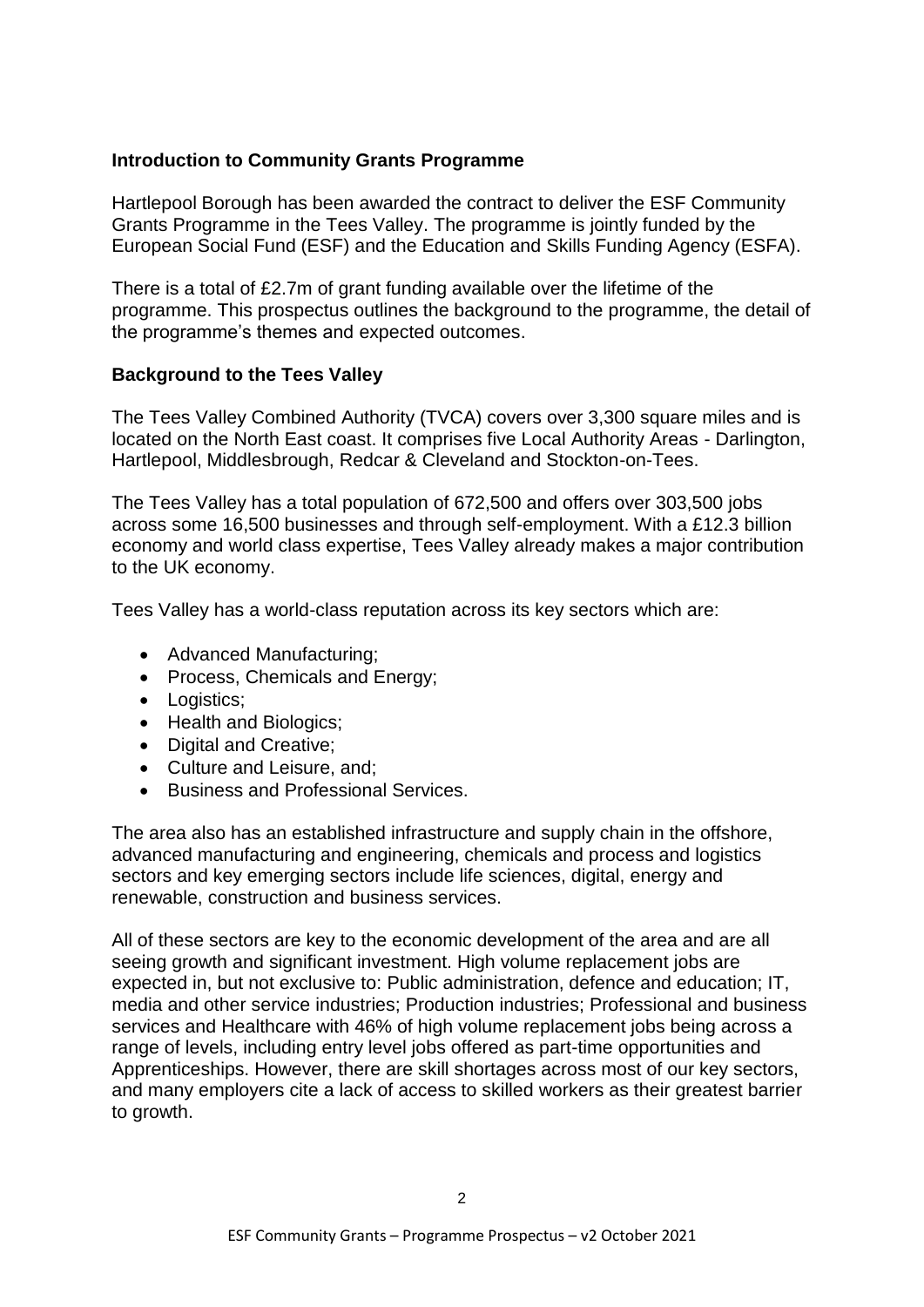**Introduction to Community Grants Programme**

Hartlepool Borough has been awarded the contract to deliver the ESF Community Grants Programme in the Tees Valley. The programme is jointly funded by the European Social Fund (ESF) and the Education and Skills Funding Agency (ESFA).

There is a total of £2.7m of grant funding available over the lifetime of the programme. This prospectus outlines the background to the programme, the detail of the programme's themes and expected outcomes.

**Background to the Tees Valley**

The Tees Valley Combined Authority (TVCA) covers over 3,300 square miles and is located on the North East coast. It comprises five Local Authority Areas - Darlington, Hartlepool, Middlesbrough, Redcar & Cleveland and Stockton-on-Tees.

The Tees Valley has a total population of 672,500 and offers over 303,500 jobs across some 16,500 businesses and through self-employment. With a £12.3 billion economy and world class expertise, Tees Valley already makes a major contribution to the UK economy.

Tees Valley has a world-class reputation across its key sectors which are:

- Advanced Manufacturing;
- Process, Chemicals and Energy;
- Logistics;
- Health and Biologics;
- Digital and Creative;
- Culture and Leisure, and;
- Business and Professional Services.

The area also has an established infrastructure and supply chain in the offshore, advanced manufacturing and engineering, chemicals and process and logistics sectors and key emerging sectors include life sciences, digital, energy and renewable, construction and business services.

All of these sectors are key to the economic development of the area and are all seeing growth and significant investment. High volume replacement jobs are expected in, but not exclusive to: Public administration, defence and education; IT, media and other service industries; Production industries; Professional and business services and Healthcare with 46% of high volume replacement jobs being across a range of levels, including entry level jobs offered as part-time opportunities and Apprenticeships. However, there are skill shortages across most of our key sectors, and many employers cite a lack of access to skilled workers as their greatest barrier to growth.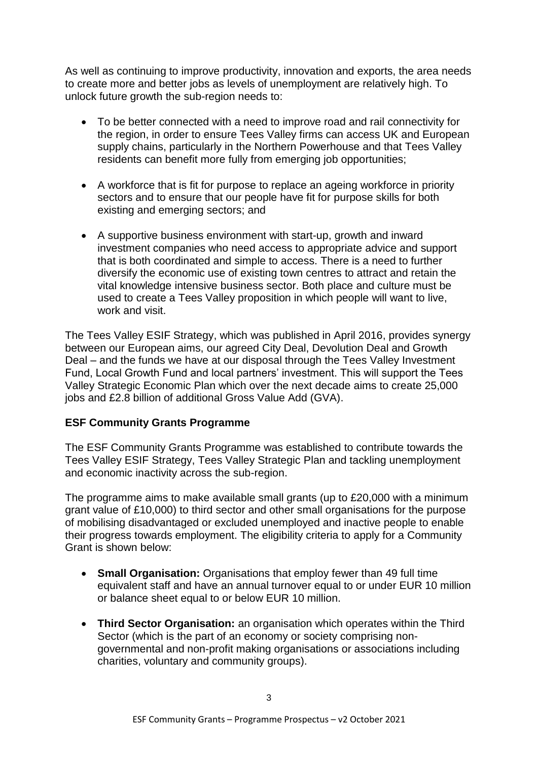As well as continuing to improve productivity, innovation and exports, the area needs to create more and better jobs as levels of unemployment are relatively high. To unlock future growth the sub-region needs to:

- To be better connected with a need to improve road and rail connectivity for the region, in order to ensure Tees Valley firms can access UK and European supply chains, particularly in the Northern Powerhouse and that Tees Valley residents can benefit more fully from emerging job opportunities;
- A workforce that is fit for purpose to replace an ageing workforce in priority sectors and to ensure that our people have fit for purpose skills for both existing and emerging sectors; and
- A supportive business environment with start-up, growth and inward investment companies who need access to appropriate advice and support that is both coordinated and simple to access. There is a need to further diversify the economic use of existing town centres to attract and retain the vital knowledge intensive business sector. Both place and culture must be used to create a Tees Valley proposition in which people will want to live, work and visit.

The Tees Valley ESIF Strategy, which was published in April 2016, provides synergy between our European aims, our agreed City Deal, Devolution Deal and Growth Deal – and the funds we have at our disposal through the Tees Valley Investment Fund, Local Growth Fund and local partners' investment. This will support the Tees Valley Strategic Economic Plan which over the next decade aims to create 25,000 jobs and £2.8 billion of additional Gross Value Add (GVA).

**ESF Community Grants Programme**

The ESF Community Grants Programme was established to contribute towards the Tees Valley ESIF Strategy, Tees Valley Strategic Plan and tackling unemployment and economic inactivity across the sub-region.

The programme aims to make available small grants (up to £20,000 with a minimum grant value of £10,000) to third sector and other small organisations for the purpose of mobilising disadvantaged or excluded unemployed and inactive people to enable their progress towards employment. The eligibility criteria to apply for a Community Grant is shown below:

- **Small Organisation:** Organisations that employ fewer than 49 full time equivalent staff and have an annual turnover equal to or under EUR 10 million or balance sheet equal to or below EUR 10 million.
- **Third Sector Organisation:** an organisation which operates within the Third Sector (which is the part of an economy or society comprising non-governmental and non-profit making organisations or associations including charities, voluntary and community groups).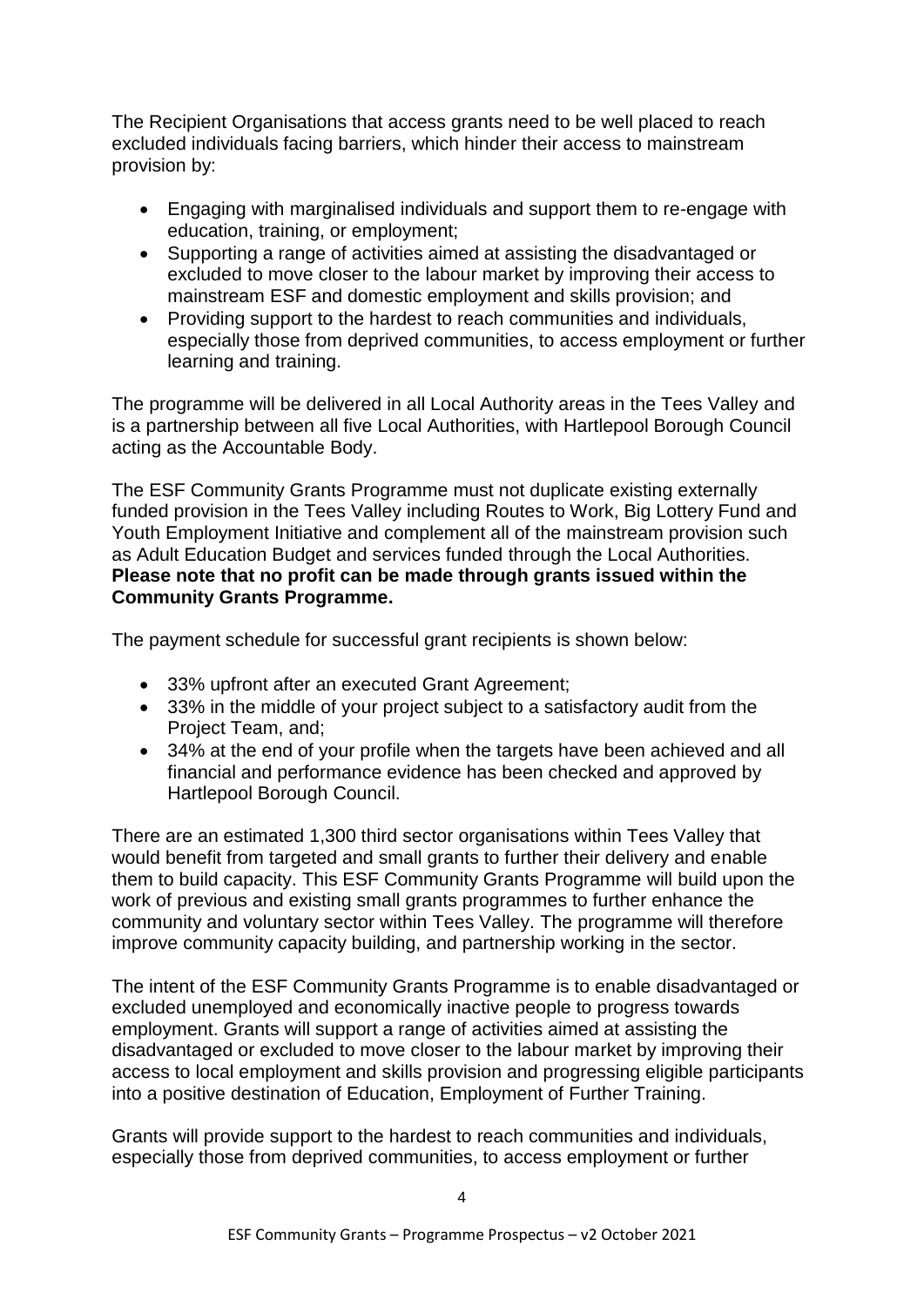The Recipient Organisations that access grants need to be well placed to reach excluded individuals facing barriers, which hinder their access to mainstream provision by:

- Engaging with marginalised individuals and support them to re-engage with education, training, or employment;
- Supporting a range of activities aimed at assisting the disadvantaged or excluded to move closer to the labour market by improving their access to mainstream ESF and domestic employment and skills provision; and
- Providing support to the hardest to reach communities and individuals, especially those from deprived communities, to access employment or further learning and training.

The programme will be delivered in all Local Authority areas in the Tees Valley and is a partnership between all five Local Authorities, with Hartlepool Borough Council acting as the Accountable Body.

The ESF Community Grants Programme must not duplicate existing externally funded provision in the Tees Valley including Routes to Work, Big Lottery Fund and Youth Employment Initiative and complement all of the mainstream provision such as Adult Education Budget and services funded through the Local Authorities. **Please note that no profit can be made through grants issued within the Community Grants Programme.**

The payment schedule for successful grant recipients is shown below:

- 33% upfront after an executed Grant Agreement;
- 33% in the middle of your project subject to a satisfactory audit from the Project Team, and;
- 34% at the end of your profile when the targets have been achieved and all financial and performance evidence has been checked and approved by Hartlepool Borough Council.

There are an estimated 1,300 third sector organisations within Tees Valley that would benefit from targeted and small grants to further their delivery and enable them to build capacity. This ESF Community Grants Programme will build upon the work of previous and existing small grants programmes to further enhance the community and voluntary sector within Tees Valley. The programme will therefore improve community capacity building, and partnership working in the sector.

The intent of the ESF Community Grants Programme is to enable disadvantaged or excluded unemployed and economically inactive people to progress towards employment. Grants will support a range of activities aimed at assisting the disadvantaged or excluded to move closer to the labour market by improving their access to local employment and skills provision and progressing eligible participants into a positive destination of Education, Employment of Further Training.

Grants will provide support to the hardest to reach communities and individuals, especially those from deprived communities, to access employment or further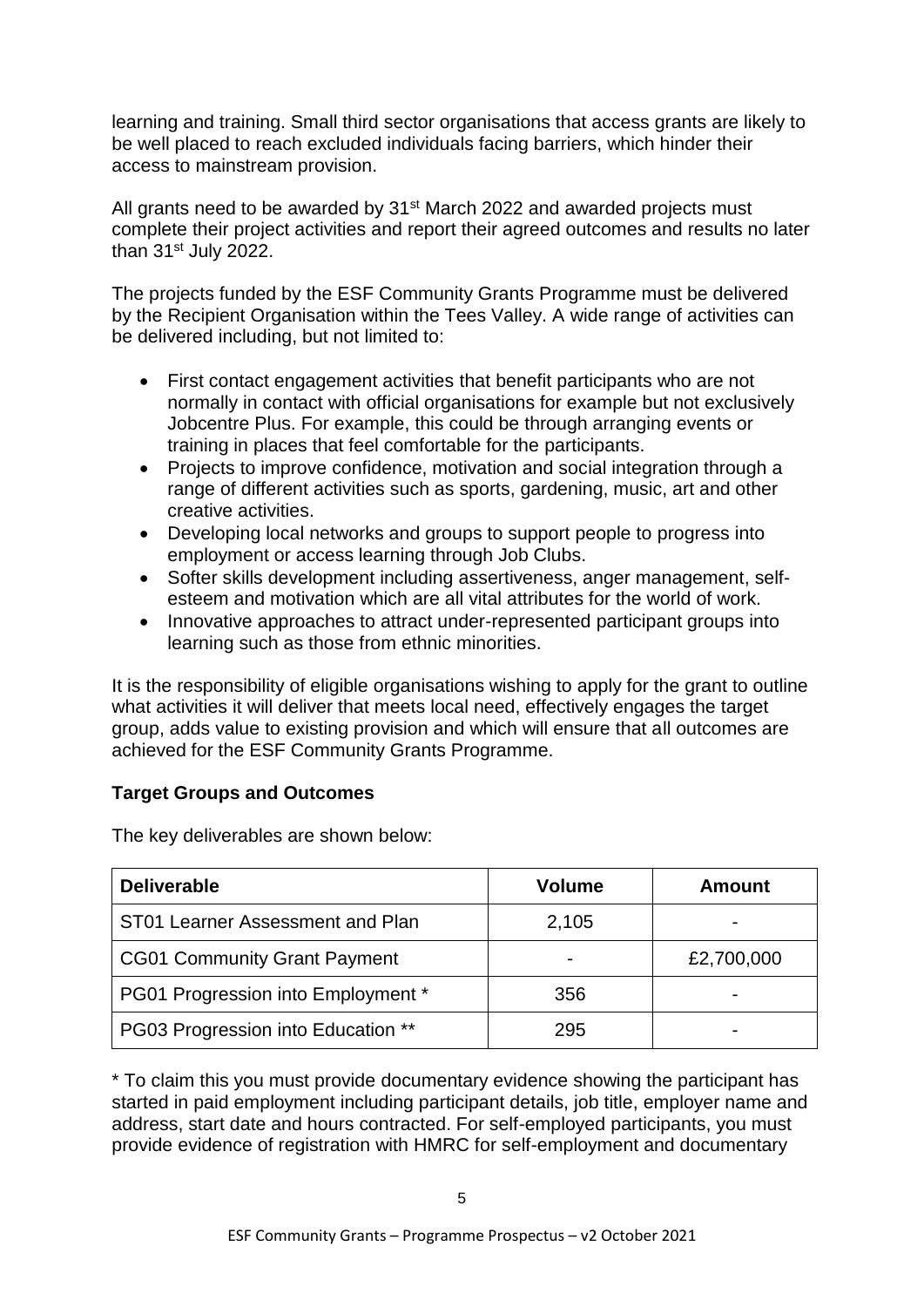learning and training. Small third sector organisations that access grants are likely to be well placed to reach excluded individuals facing barriers, which hinder their access to mainstream provision.

All grants need to be awarded by 31st March 2022 and awarded projects must complete their project activities and report their agreed outcomes and results no later than 31st July 2022.

The projects funded by the ESF Community Grants Programme must be delivered by the Recipient Organisation within the Tees Valley. A wide range of activities can be delivered including, but not limited to:

- First contact engagement activities that benefit participants who are not normally in contact with official organisations for example but not exclusively Jobcentre Plus. For example, this could be through arranging events or training in places that feel comfortable for the participants.
- Projects to improve confidence, motivation and social integration through a range of different activities such as sports, gardening, music, art and other creative activities.
- Developing local networks and groups to support people to progress into employment or access learning through Job Clubs.
- Softer skills development including assertiveness, anger management, self-esteem and motivation which are all vital attributes for the world of work.
- Innovative approaches to attract under-represented participant groups into learning such as those from ethnic minorities.

It is the responsibility of eligible organisations wishing to apply for the grant to outline what activities it will deliver that meets local need, effectively engages the target group, adds value to existing provision and which will ensure that all outcomes are achieved for the ESF Community Grants Programme.

**Target Groups and Outcomes**

The key deliverables are shown below:

| Deliverable | Volume | Amount |
|---|---|---|
| ST01 Learner Assessment and Plan | 2,105 | - |
| CG01 Community Grant Payment | - | £2,700,000 |
| PG01 Progression into Employment * | 356 | - |
| PG03 Progression into Education ** | 295 | - |

* To claim this you must provide documentary evidence showing the participant has started in paid employment including participant details, job title, employer name and address, start date and hours contracted. For self-employed participants, you must provide evidence of registration with HMRC for self-employment and documentary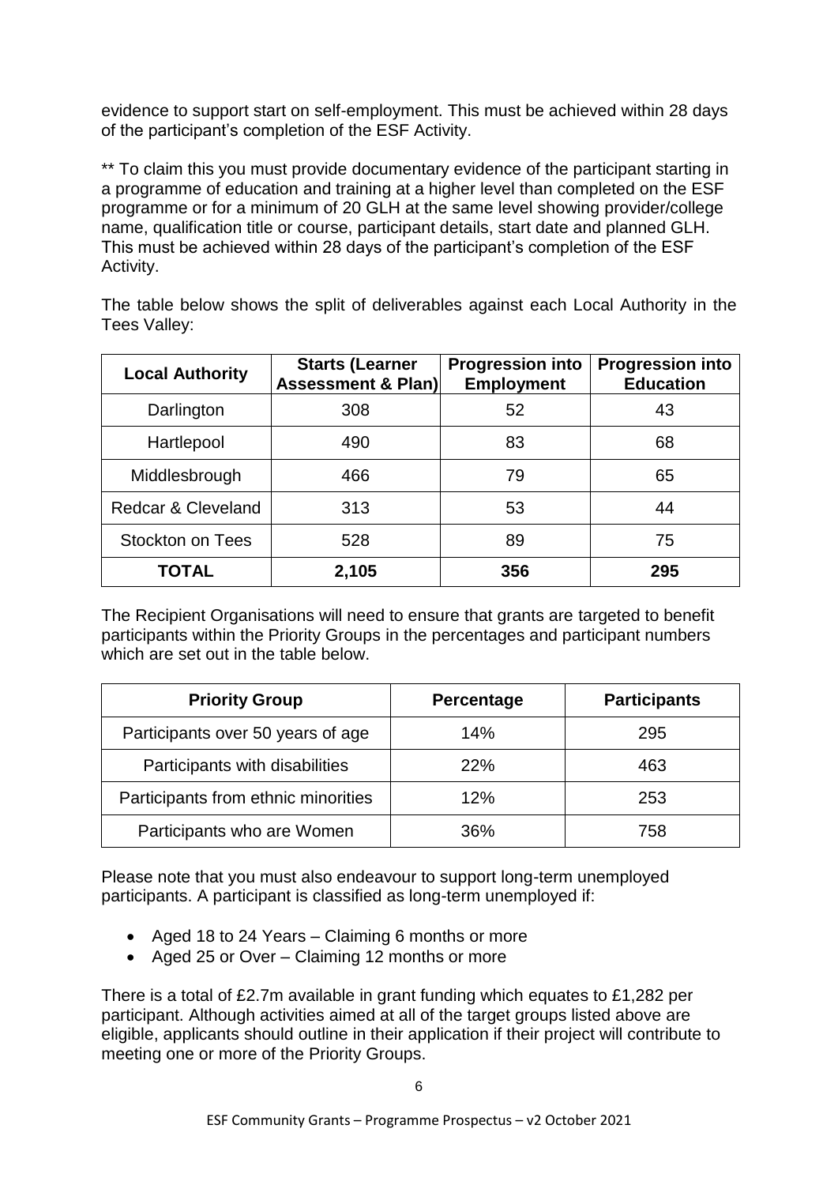evidence to support start on self-employment. This must be achieved within 28 days of the participant's completion of the ESF Activity.

** To claim this you must provide documentary evidence of the participant starting in a programme of education and training at a higher level than completed on the ESF programme or for a minimum of 20 GLH at the same level showing provider/college name, qualification title or course, participant details, start date and planned GLH. This must be achieved within 28 days of the participant's completion of the ESF Activity.

The table below shows the split of deliverables against each Local Authority in the Tees Valley:

| Local Authority | Starts (Learner Assessment & Plan) | Progression into Employment | Progression into Education |
|---|---|---|---|
| Darlington | 308 | 52 | 43 |
| Hartlepool | 490 | 83 | 68 |
| Middlesbrough | 466 | 79 | 65 |
| Redcar & Cleveland | 313 | 53 | 44 |
| Stockton on Tees | 528 | 89 | 75 |
| **TOTAL** | **2,105** | **356** | **295** |

The Recipient Organisations will need to ensure that grants are targeted to benefit participants within the Priority Groups in the percentages and participant numbers which are set out in the table below.

| Priority Group | Percentage | Participants |
|---|---|---|
| Participants over 50 years of age | 14% | 295 |
| Participants with disabilities | 22% | 463 |
| Participants from ethnic minorities | 12% | 253 |
| Participants who are Women | 36% | 758 |

Please note that you must also endeavour to support long-term unemployed participants. A participant is classified as long-term unemployed if:

- Aged 18 to 24 Years – Claiming 6 months or more
- Aged 25 or Over – Claiming 12 months or more

There is a total of £2.7m available in grant funding which equates to £1,282 per participant. Although activities aimed at all of the target groups listed above are eligible, applicants should outline in their application if their project will contribute to meeting one or more of the Priority Groups.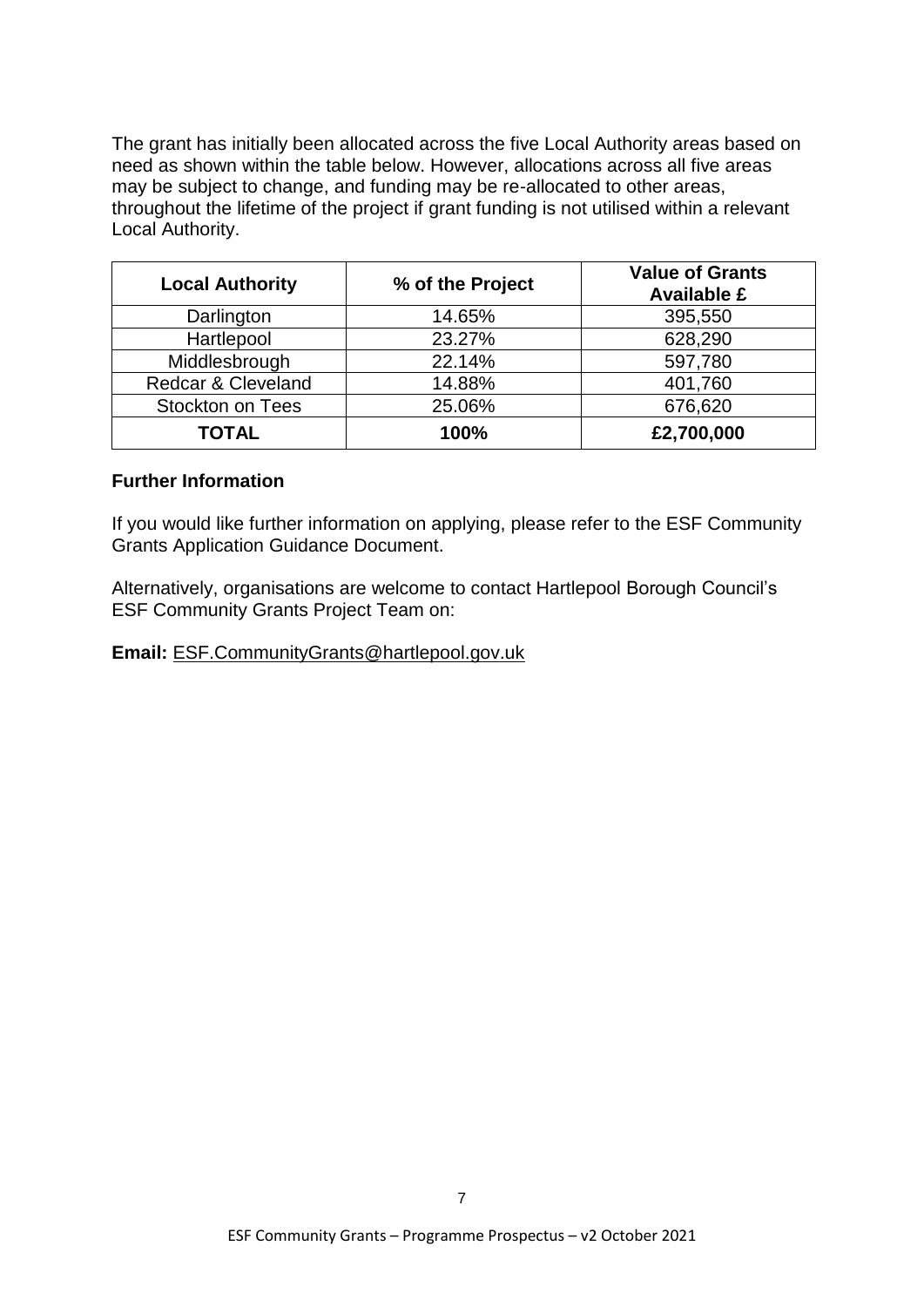The grant has initially been allocated across the five Local Authority areas based on need as shown within the table below. However, allocations across all five areas may be subject to change, and funding may be re-allocated to other areas, throughout the lifetime of the project if grant funding is not utilised within a relevant Local Authority.

| Local Authority | % of the Project | Value of Grants Available £ |
|---|---|---|
| Darlington | 14.65% | 395,550 |
| Hartlepool | 23.27% | 628,290 |
| Middlesbrough | 22.14% | 597,780 |
| Redcar & Cleveland | 14.88% | 401,760 |
| Stockton on Tees | 25.06% | 676,620 |
| **TOTAL** | **100%** | **£2,700,000** |

## Further Information

If you would like further information on applying, please refer to the ESF Community Grants Application Guidance Document.

Alternatively, organisations are welcome to contact Hartlepool Borough Council's ESF Community Grants Project Team on:

**Email:** ESF.CommunityGrants@hartlepool.gov.uk